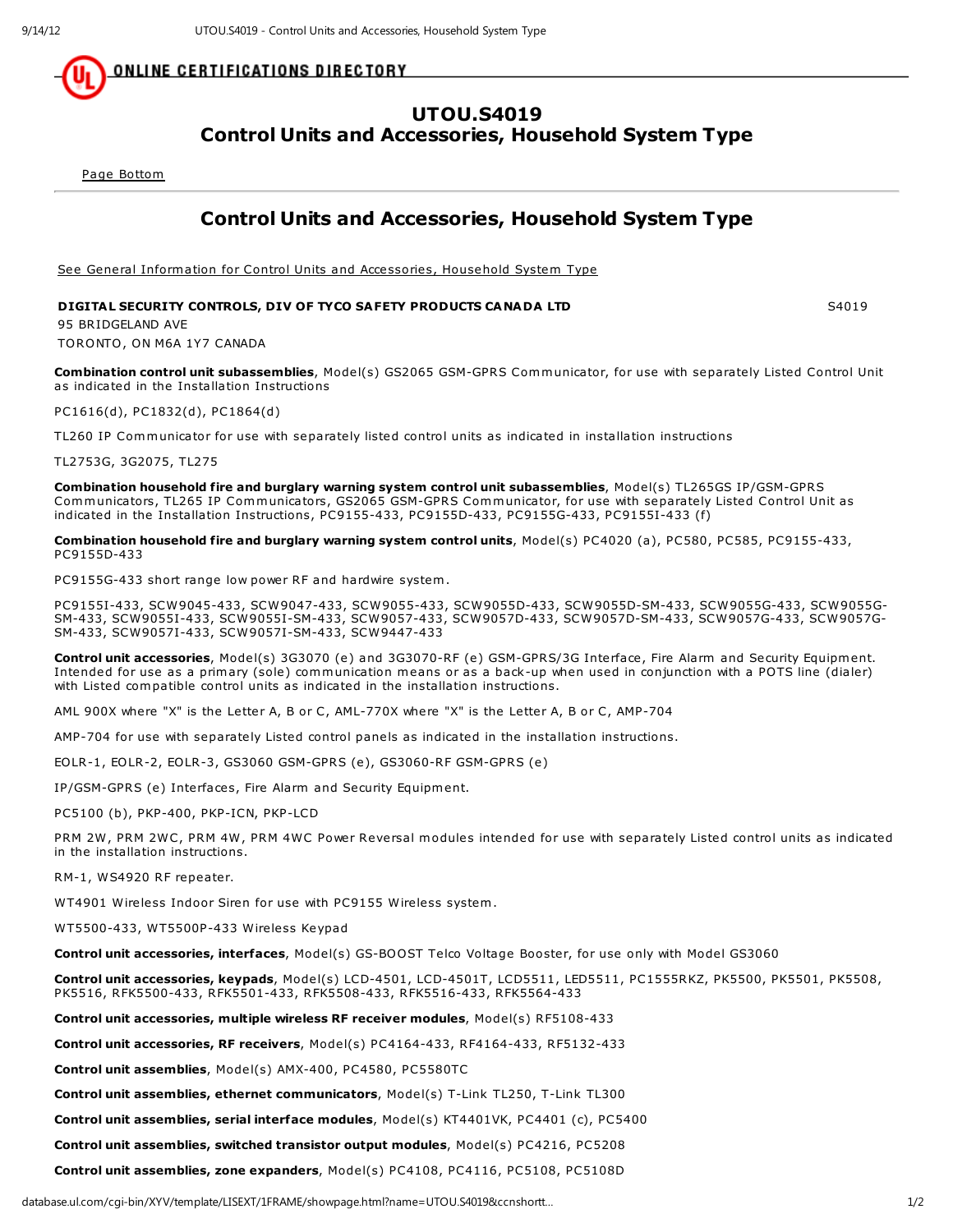ONLINE CERTIFICATIONS DIRECTORY

# UTOU.S4019
# Control Units and Accessories, Household System Type

Page Bottom

## Control Units and Accessories, Household System Type

See General Information for Control Units and Accessories, Household System Type

**DIGITAL SECURITY CONTROLS, DIV OF TYCO SAFETY PRODUCTS CANADA LTD** S4019

95 BRIDGELAND AVE

TORONTO, ON M6A 1Y7 CANADA

**Combination control unit subassemblies**, Model(s) GS2065 GSM-GPRS Communicator, for use with separately Listed Control Unit as indicated in the Installation Instructions

PC1616(d), PC1832(d), PC1864(d)

TL260 IP Communicator for use with separately listed control units as indicated in installation instructions

TL2753G, 3G2075, TL275

**Combination household fire and burglary warning system control unit subassemblies**, Model(s) TL265GS IP/GSM-GPRS Communicators, TL265 IP Communicators, GS2065 GSM-GPRS Communicator, for use with separately Listed Control Unit as indicated in the Installation Instructions, PC9155-433, PC9155D-433, PC9155G-433, PC9155I-433 (f)

**Combination household fire and burglary warning system control units**, Model(s) PC4020 (a), PC580, PC585, PC9155-433, PC9155D-433

PC9155G-433 short range low power RF and hardwire system.

PC9155I-433, SCW9045-433, SCW9047-433, SCW9055-433, SCW9055D-433, SCW9055D-SM-433, SCW9055G-433, SCW9055G-SM-433, SCW9055I-433, SCW9055I-SM-433, SCW9057-433, SCW9057D-433, SCW9057D-SM-433, SCW9057G-433, SCW9057G-SM-433, SCW9057I-433, SCW9057I-SM-433, SCW9447-433

**Control unit accessories**, Model(s) 3G3070 (e) and 3G3070-RF (e) GSM-GPRS/3G Interface, Fire Alarm and Security Equipment. Intended for use as a primary (sole) communication means or as a back-up when used in conjunction with a POTS line (dialer) with Listed compatible control units as indicated in the installation instructions.

AML 900X where "X" is the Letter A, B or C, AML-770X where "X" is the Letter A, B or C, AMP-704

AMP-704 for use with separately Listed control panels as indicated in the installation instructions.

EOLR-1, EOLR-2, EOLR-3, GS3060 GSM-GPRS (e), GS3060-RF GSM-GPRS (e)

IP/GSM-GPRS (e) Interfaces, Fire Alarm and Security Equipment.

PC5100 (b), PKP-400, PKP-ICN, PKP-LCD

PRM 2W, PRM 2WC, PRM 4W, PRM 4WC Power Reversal modules intended for use with separately Listed control units as indicated in the installation instructions.

RM-1, WS4920 RF repeater.

WT4901 Wireless Indoor Siren for use with PC9155 Wireless system.

WT5500-433, WT5500P-433 Wireless Keypad

**Control unit accessories, interfaces**, Model(s) GS-BOOST Telco Voltage Booster, for use only with Model GS3060

**Control unit accessories, keypads**, Model(s) LCD-4501, LCD-4501T, LCD5511, LED5511, PC1555RKZ, PK5500, PK5501, PK5508, PK5516, RFK5500-433, RFK5501-433, RFK5508-433, RFK5516-433, RFK5564-433

**Control unit accessories, multiple wireless RF receiver modules**, Model(s) RF5108-433

**Control unit accessories, RF receivers**, Model(s) PC4164-433, RF4164-433, RF5132-433

**Control unit assemblies**, Model(s) AMX-400, PC4580, PC5580TC

**Control unit assemblies, ethernet communicators**, Model(s) T-Link TL250, T-Link TL300

**Control unit assemblies, serial interface modules**, Model(s) KT4401VK, PC4401 (c), PC5400

**Control unit assemblies, switched transistor output modules**, Model(s) PC4216, PC5208

**Control unit assemblies, zone expanders**, Model(s) PC4108, PC4116, PC5108, PC5108D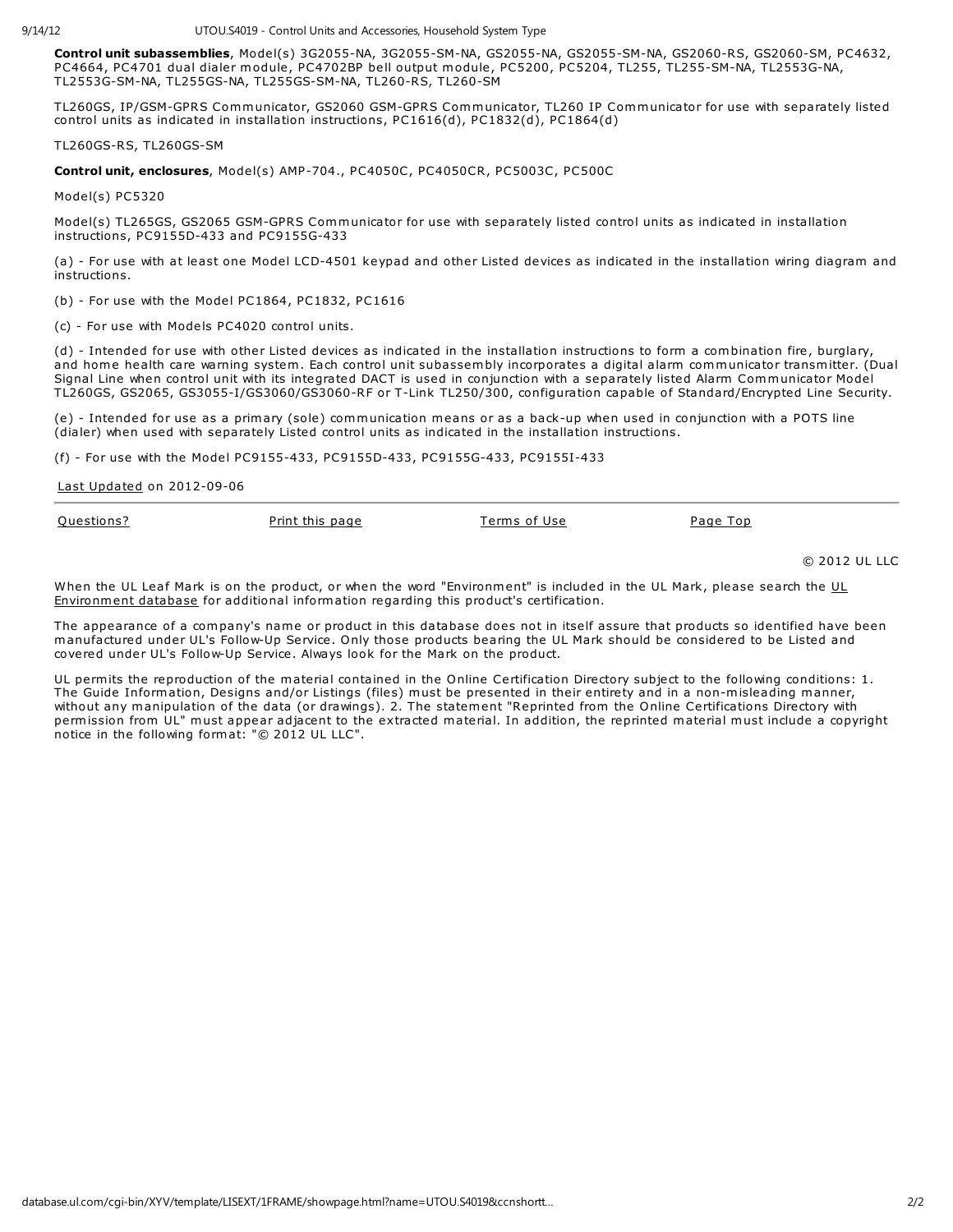**Control unit subassemblies**, Model(s) 3G2055-NA, 3G2055-SM-NA, GS2055-NA, GS2055-SM-NA, GS2060-RS, GS2060-SM, PC4632, PC4664, PC4701 dual dialer module, PC4702BP bell output module, PC5200, PC5204, TL255, TL255-SM-NA, TL2553G-NA, TL2553G-SM-NA, TL255GS-NA, TL255GS-SM-NA, TL260-RS, TL260-SM

TL260GS, IP/GSM-GPRS Communicator, GS2060 GSM-GPRS Communicator, TL260 IP Communicator for use with separately listed control units as indicated in installation instructions, PC1616(d), PC1832(d), PC1864(d)

TL260GS-RS, TL260GS-SM

**Control unit, enclosures**, Model(s) AMP-704., PC4050C, PC4050CR, PC5003C, PC500C

Model(s) PC5320

Model(s) TL265GS, GS2065 GSM-GPRS Communicator for use with separately listed control units as indicated in installation instructions, PC9155D-433 and PC9155G-433

(a) - For use with at least one Model LCD-4501 keypad and other Listed devices as indicated in the installation wiring diagram and instructions.

(b) - For use with the Model PC1864, PC1832, PC1616

(c) - For use with Models PC4020 control units.

(d) - Intended for use with other Listed devices as indicated in the installation instructions to form a combination fire, burglary, and home health care warning system. Each control unit subassembly incorporates a digital alarm communicator transmitter. (Dual Signal Line when control unit with its integrated DACT is used in conjunction with a separately listed Alarm Communicator Model TL260GS, GS2065, GS3055-I/GS3060/GS3060-RF or T-Link TL250/300, configuration capable of Standard/Encrypted Line Security.

(e) - Intended for use as a primary (sole) communication means or as a back-up when used in conjunction with a POTS line (dialer) when used with separately Listed control units as indicated in the installation instructions.

(f) - For use with the Model PC9155-433, PC9155D-433, PC9155G-433, PC9155I-433

Last Updated on 2012-09-06

Questions? Print this page Terms of Use Page Top

© 2012 UL LLC

When the UL Leaf Mark is on the product, or when the word "Environment" is included in the UL Mark, please search the UL Environment database for additional information regarding this product's certification.

The appearance of a company's name or product in this database does not in itself assure that products so identified have been manufactured under UL's Follow-Up Service. Only those products bearing the UL Mark should be considered to be Listed and covered under UL's Follow-Up Service. Always look for the Mark on the product.

UL permits the reproduction of the material contained in the Online Certification Directory subject to the following conditions: 1. The Guide Information, Designs and/or Listings (files) must be presented in their entirety and in a non-misleading manner, without any manipulation of the data (or drawings). 2. The statement "Reprinted from the Online Certifications Directory with permission from UL" must appear adjacent to the extracted material. In addition, the reprinted material must include a copyright notice in the following format: "© 2012 UL LLC".